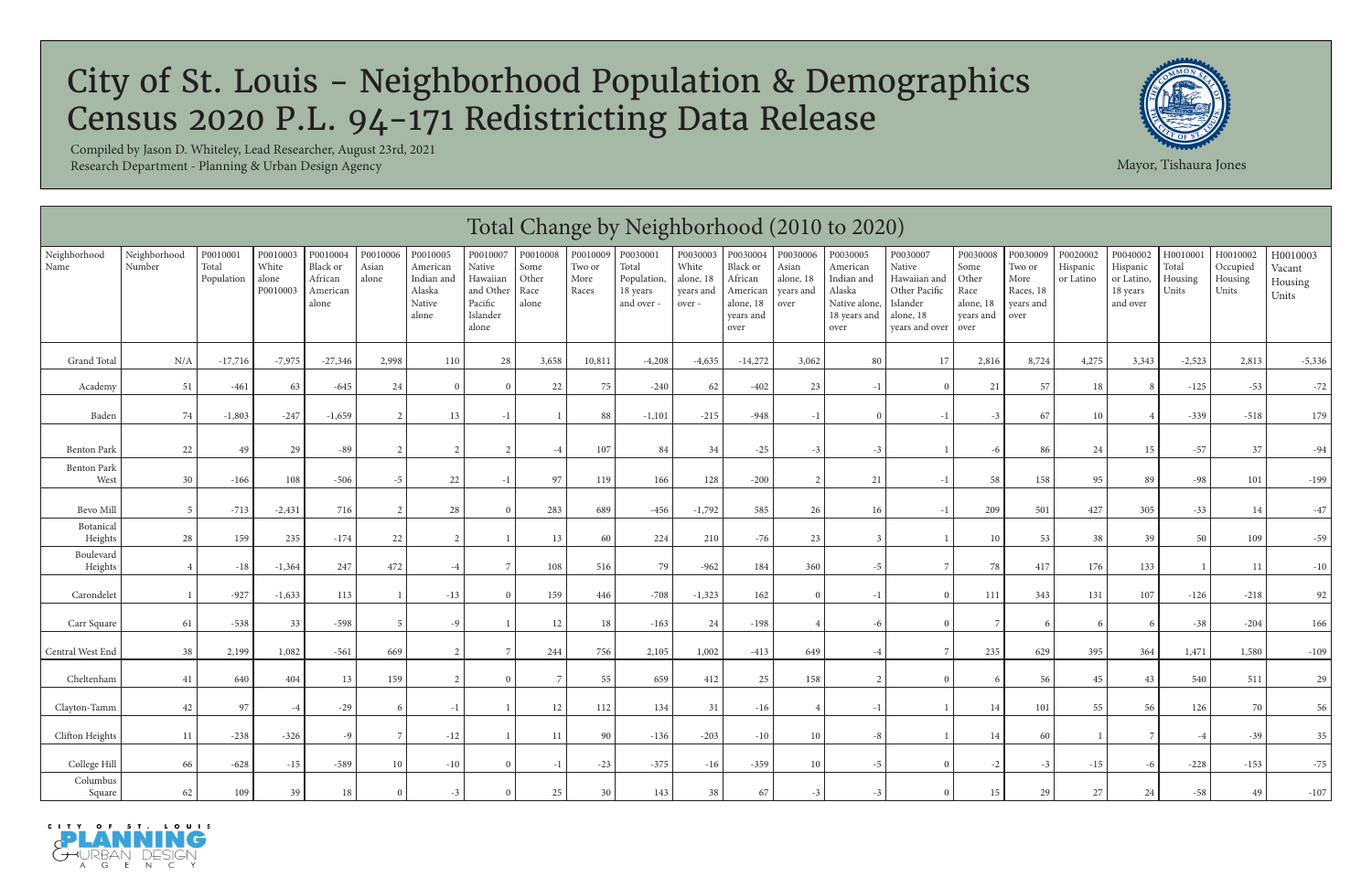# City of St. Louis - Neighborhood Population & Demographics
# Census 2020 P.L. 94-171 Redistricting Data Release

Compiled by Jason D. Whiteley, Lead Researcher, August 23rd, 2021
Research Department - Planning & Urban Design Agency

Mayor, Tishaura Jones

## Total Change by Neighborhood (2010 to 2020)

| Neighborhood Name | Neighborhood Number | P0010001 Total Population | P0010003 White alone P0010003 | P0010004 Black or African American alone | P0010006 Asian alone | P0010005 American Indian and Alaska Native alone | P0010007 Native Hawaiian and Other Pacific Islander alone | P0010008 Some Other Race alone | P0010009 Two or More Races | P0030001 Total Population, 18 years and over - | P0030003 White alone, 18 years and over - | P0030004 Black or African American alone, 18 years and over | P0030006 Asian alone, 18 years and over | P0030005 American Indian and Alaska Native alone, 18 years and over | P0030007 Native Hawaiian and Other Pacific Islander alone, 18 years and over | P0030008 Some Other Race alone, 18 years and over | P0030009 Two or More Races, 18 years and over | P0020002 Hispanic or Latino | P0040002 Hispanic or Latino, 18 years and over | H0010001 Total Housing Units | H0010002 Occupied Housing Units | H0010003 Vacant Housing Units |
|---|---|---|---|---|---|---|---|---|---|---|---|---|---|---|---|---|---|---|---|---|---|---|
| Grand Total | N/A | -17,716 | -7,975 | -27,346 | 2,998 | 110 | 28 | 3,658 | 10,811 | -4,208 | -4,635 | -14,272 | 3,062 | 80 | 17 | 2,816 | 8,724 | 4,275 | 3,343 | -2,523 | 2,813 | -5,336 |
| Academy | 51 | -461 | 63 | -645 | 24 | 0 | 0 | 22 | 75 | -240 | 62 | -402 | 23 | -1 | 0 | 21 | 57 | 18 | 8 | -125 | -53 | -72 |
| Baden | 74 | -1,803 | -247 | -1,659 | 2 | 13 | -1 | 1 | 88 | -1,101 | -215 | -948 | -1 | 0 | -1 | -3 | 67 | 10 | 4 | -339 | -518 | 179 |
| Benton Park | 22 | 49 | 29 | -89 | 2 | 2 | 2 | -4 | 107 | 84 | 34 | -25 | -3 | -3 | 1 | -6 | 86 | 24 | 15 | -57 | 37 | -94 |
| Benton Park West | 30 | -166 | 108 | -506 | -5 | 22 | -1 | 97 | 119 | 166 | 128 | -200 | 2 | 21 | -1 | 58 | 158 | 95 | 89 | -98 | 101 | -199 |
| Bevo Mill | 5 | -713 | -2,431 | 716 | 2 | 28 | 0 | 283 | 689 | -456 | -1,792 | 585 | 26 | 16 | -1 | 209 | 501 | 427 | 305 | -33 | 14 | -47 |
| Botanical Heights | 28 | 159 | 235 | -174 | 22 | 2 | 1 | 13 | 60 | 224 | 210 | -76 | 23 | 3 | 1 | 10 | 53 | 38 | 39 | 50 | 109 | -59 |
| Boulevard Heights | 4 | -18 | -1,364 | 247 | 472 | -4 | 7 | 108 | 516 | 79 | -962 | 184 | 360 | -5 | 7 | 78 | 417 | 176 | 133 | 1 | 11 | -10 |
| Carondelet | 1 | -927 | -1,633 | 113 | 1 | -13 | 0 | 159 | 446 | -708 | -1,323 | 162 | 0 | -1 | 0 | 111 | 343 | 131 | 107 | -126 | -218 | 92 |
| Carr Square | 61 | -538 | 33 | -598 | 5 | -9 | 1 | 12 | 18 | -163 | 24 | -198 | 4 | -6 | 0 | 7 | 6 | 6 | 6 | -38 | -204 | 166 |
| Central West End | 38 | 2,199 | 1,082 | -561 | 669 | 2 | 7 | 244 | 756 | 2,105 | 1,002 | -413 | 649 | -4 | 7 | 235 | 629 | 395 | 364 | 1,471 | 1,580 | -109 |
| Cheltenham | 41 | 640 | 404 | 13 | 159 | 2 | 0 | 7 | 55 | 659 | 412 | 25 | 158 | 2 | 0 | 6 | 56 | 45 | 43 | 540 | 511 | 29 |
| Clayton-Tamm | 42 | 97 | -4 | -29 | 6 | -1 | 1 | 12 | 112 | 134 | 31 | -16 | 4 | -1 | 1 | 14 | 101 | 55 | 56 | 126 | 70 | 56 |
| Clifton Heights | 11 | -238 | -326 | -9 | 7 | -12 | 1 | 11 | 90 | -136 | -203 | -10 | 10 | -8 | 1 | 14 | 60 | 1 | 7 | -4 | -39 | 35 |
| College Hill | 66 | -628 | -15 | -589 | 10 | -10 | 0 | -1 | -23 | -375 | -16 | -359 | 10 | -5 | 0 | -2 | -3 | -15 | -6 | -228 | -153 | -75 |
| Columbus Square | 62 | 109 | 39 | 18 | 0 | -3 | 0 | 25 | 30 | 143 | 38 | 67 | -3 | -3 | 0 | 15 | 29 | 27 | 24 | -58 | 49 | -107 |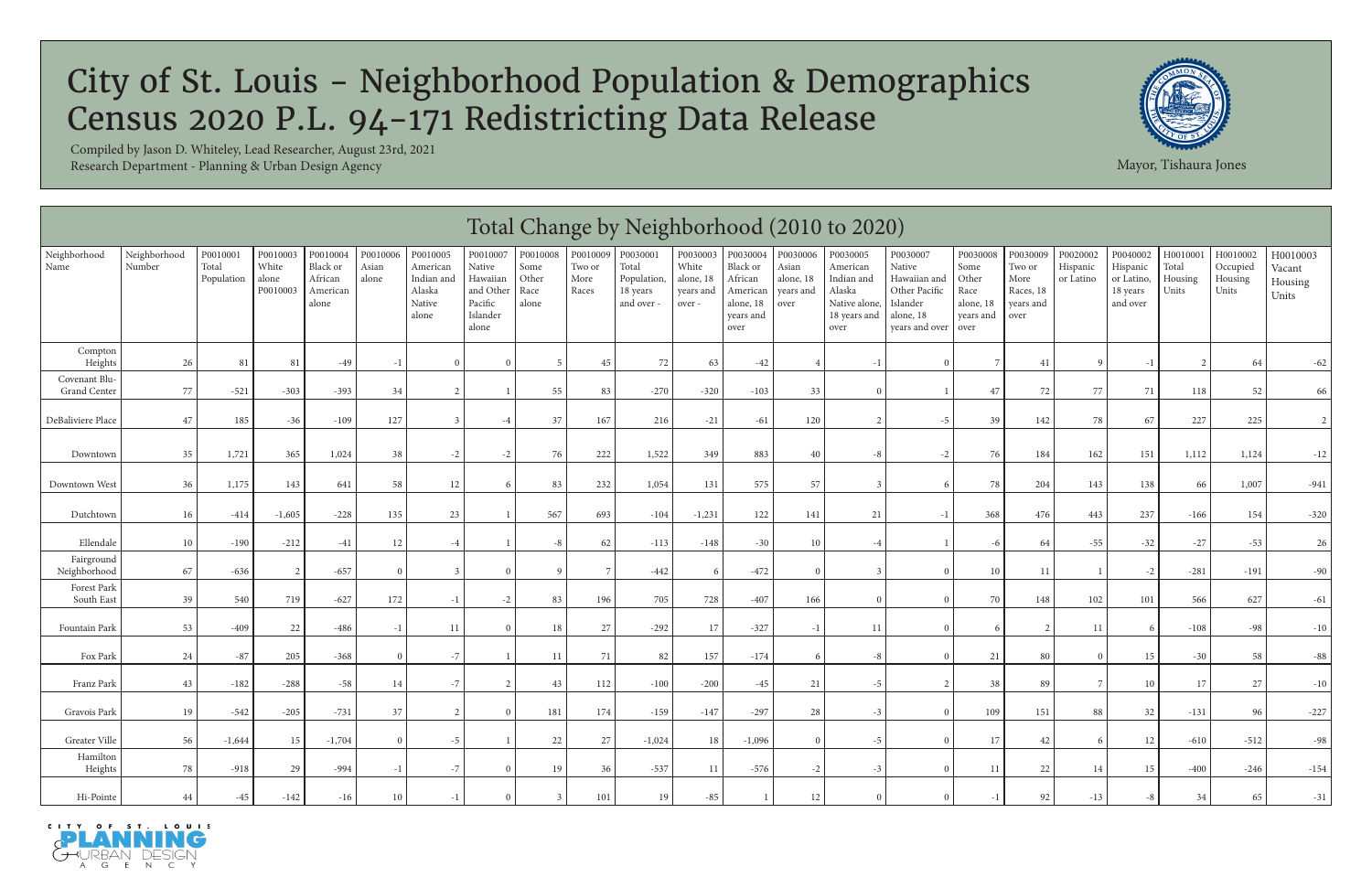# City of St. Louis - Neighborhood Population & Demographics Census 2020 P.L. 94-171 Redistricting Data Release

Compiled by Jason D. Whiteley, Lead Researcher, August 23rd, 2021
Research Department - Planning & Urban Design Agency

Mayor, Tishaura Jones

## Total Change by Neighborhood (2010 to 2020)

| Neighborhood Name | Neighborhood Number | P0010001 Total Population | P0010003 White alone P0010003 | P0010004 Black or African American alone | P0010006 Asian alone | P0010005 American Indian and Alaska Native alone | P0010007 Native Hawaiian and Other Pacific Islander alone | P0010008 Some Other Race alone | P0010009 Two or More Races | P0030001 Total Population, 18 years and over - | P0030003 White alone, 18 years and over - | P0030004 Black or African American alone, 18 years and over | P0030006 Asian alone, 18 years and over | P0030005 American Indian and Alaska Native alone, 18 years and over | P0030007 Native Hawaiian and Other Pacific Islander alone, 18 years and over | P0030008 Some Other Race alone, 18 years and over | P0030009 Two or More Races, 18 years and over | P0020002 Hispanic or Latino | P0040002 Hispanic or Latino, 18 years and over | H0010001 Total Housing Units | H0010002 Occupied Housing Units | H0010003 Vacant Housing Units |
|---|---|---|---|---|---|---|---|---|---|---|---|---|---|---|---|---|---|---|---|---|---|---|
| Compton Heights | 26 | 81 | 81 | -49 | -1 | 0 | 0 | 5 | 45 | 72 | 63 | -42 | 4 | -1 | 0 | 7 | 41 | 9 | -1 | 2 | 64 | -62 |
| Covenant Blu-Grand Center | 77 | -521 | -303 | -393 | 34 | 2 | 1 | 55 | 83 | -270 | -320 | -103 | 33 | 0 | 1 | 47 | 72 | 77 | 71 | 118 | 52 | 66 |
| DeBaliviere Place | 47 | 185 | -36 | -109 | 127 | 3 | -4 | 37 | 167 | 216 | -21 | -61 | 120 | 2 | -5 | 39 | 142 | 78 | 67 | 227 | 225 | 2 |
| Downtown | 35 | 1,721 | 365 | 1,024 | 38 | -2 | -2 | 76 | 222 | 1,522 | 349 | 883 | 40 | -8 | -2 | 76 | 184 | 162 | 151 | 1,112 | 1,124 | -12 |
| Downtown West | 36 | 1,175 | 143 | 641 | 58 | 12 | 6 | 83 | 232 | 1,054 | 131 | 575 | 57 | 3 | 6 | 78 | 204 | 143 | 138 | 66 | 1,007 | -941 |
| Dutchtown | 16 | -414 | -1,605 | -228 | 135 | 23 | 1 | 567 | 693 | -104 | -1,231 | 122 | 141 | 21 | -1 | 368 | 476 | 443 | 237 | -166 | 154 | -320 |
| Ellendale | 10 | -190 | -212 | -41 | 12 | -4 | 1 | -8 | 62 | -113 | -148 | -30 | 10 | -4 | 1 | -6 | 64 | -55 | -32 | -27 | -53 | 26 |
| Fairground Neighborhood | 67 | -636 | 2 | -657 | 0 | 3 | 0 | 9 | 7 | -442 | 6 | -472 | 0 | 3 | 0 | 10 | 11 | 1 | -2 | -281 | -191 | -90 |
| Forest Park South East | 39 | 540 | 719 | -627 | 172 | -1 | -2 | 83 | 196 | 705 | 728 | -407 | 166 | 0 | 0 | 70 | 148 | 102 | 101 | 566 | 627 | -61 |
| Fountain Park | 53 | -409 | 22 | -486 | -1 | 11 | 0 | 18 | 27 | -292 | 17 | -327 | -1 | 11 | 0 | 6 | 2 | 11 | 6 | -108 | -98 | -10 |
| Fox Park | 24 | -87 | 205 | -368 | 0 | -7 | 1 | 11 | 71 | 82 | 157 | -174 | 6 | -8 | 0 | 21 | 80 | 0 | 15 | -30 | 58 | -88 |
| Franz Park | 43 | -182 | -288 | -58 | 14 | -7 | 2 | 43 | 112 | -100 | -200 | -45 | 21 | -5 | 2 | 38 | 89 | 7 | 10 | 17 | 27 | -10 |
| Gravois Park | 19 | -542 | -205 | -731 | 37 | 2 | 0 | 181 | 174 | -159 | -147 | -297 | 28 | -3 | 0 | 109 | 151 | 88 | 32 | -131 | 96 | -227 |
| Greater Ville | 56 | -1,644 | 15 | -1,704 | 0 | -5 | 1 | 22 | 27 | -1,024 | 18 | -1,096 | 0 | -5 | 0 | 17 | 42 | 6 | 12 | -610 | -512 | -98 |
| Hamilton Heights | 78 | -918 | 29 | -994 | -1 | -7 | 0 | 19 | 36 | -537 | 11 | -576 | -2 | -3 | 0 | 11 | 22 | 14 | 15 | -400 | -246 | -154 |
| Hi-Pointe | 44 | -45 | -142 | -16 | 10 | -1 | 0 | 3 | 101 | 19 | -85 | 1 | 12 | 0 | 0 | -1 | 92 | -13 | -8 | 34 | 65 | -31 |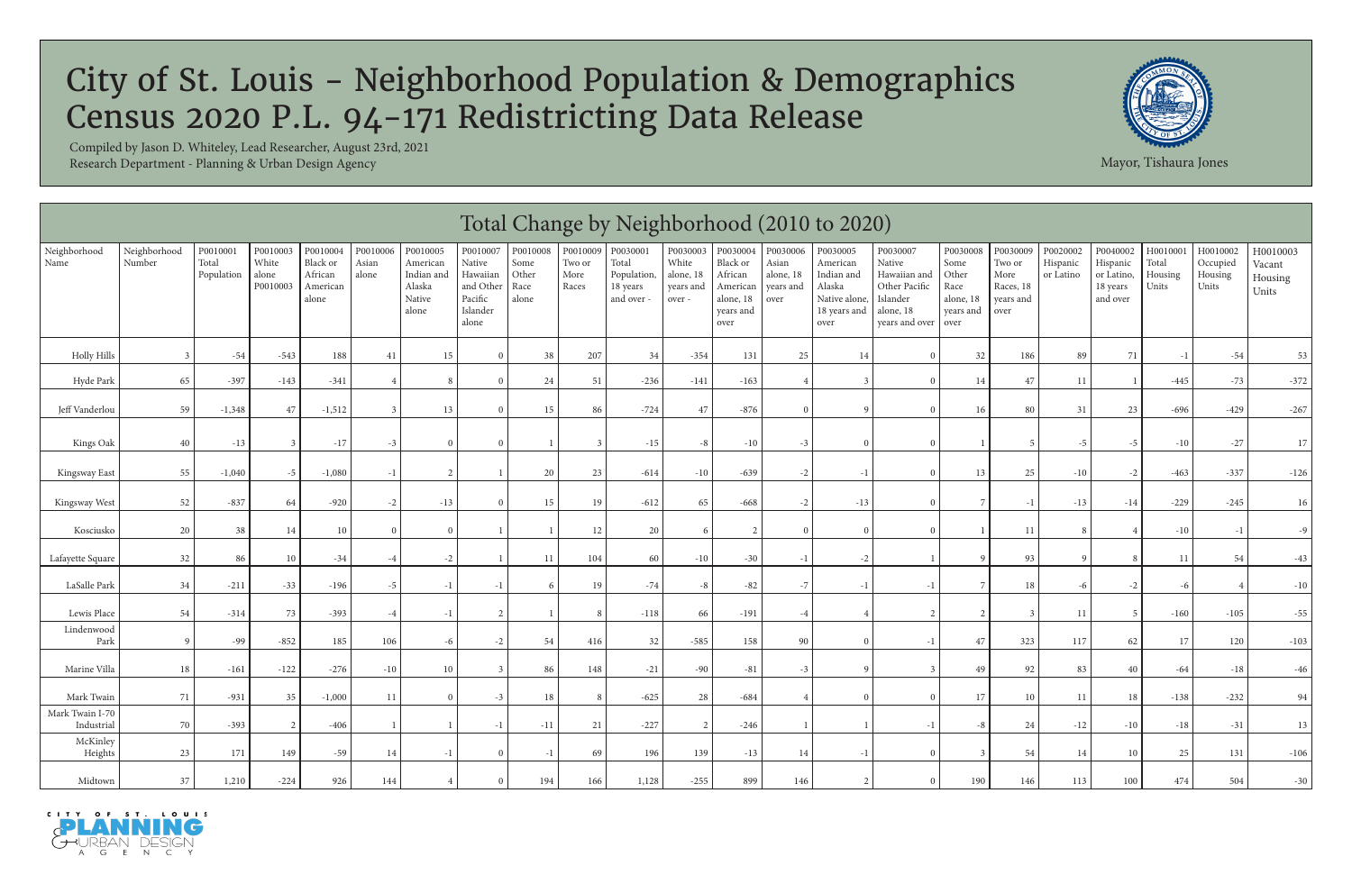# City of St. Louis - Neighborhood Population & Demographics Census 2020 P.L. 94-171 Redistricting Data Release

Compiled by Jason D. Whiteley, Lead Researcher, August 23rd, 2021
Research Department - Planning & Urban Design Agency

Mayor, Tishaura Jones

## Total Change by Neighborhood (2010 to 2020)

| Neighborhood Name | Neighborhood Number | P0010001 Total Population | P0010003 White alone P0010003 | P0010004 Black or African American alone | P0010006 Asian alone | P0010005 American Indian and Alaska Native alone | P0010007 Native Hawaiian and Other Pacific Islander alone | P0010008 Some Other Race alone | P0010009 Two or More Races | P0030001 Total Population, 18 years and over - | P0030003 White alone, 18 years and over - | P0030004 Black or African American alone, 18 years and over | P0030006 Asian alone, 18 years and over | P0030005 American Indian and Alaska Native alone, 18 years and over | P0030007 Native Hawaiian and Other Pacific Islander alone, 18 years and over | P0030008 Some Other Race alone, 18 years and over | P0030009 Two or More Races, 18 years and over | P0020002 Hispanic or Latino | P0040002 Hispanic or Latino, 18 years and over | H0010001 Total Housing Units | H0010002 Occupied Housing Units | H0010003 Vacant Housing Units |
|---|---|---|---|---|---|---|---|---|---|---|---|---|---|---|---|---|---|---|---|---|---|---|
| Holly Hills | 3 | -54 | -543 | 188 | 41 | 15 | 0 | 38 | 207 | 34 | -354 | 131 | 25 | 14 | 0 | 32 | 186 | 89 | 71 | -1 | -54 | 53 |
| Hyde Park | 65 | -397 | -143 | -341 | 4 | 8 | 0 | 24 | 51 | -236 | -141 | -163 | 4 | 3 | 0 | 14 | 47 | 11 | 1 | -445 | -73 | -372 |
| Jeff Vanderlou | 59 | -1,348 | 47 | -1,512 | 3 | 13 | 0 | 15 | 86 | -724 | 47 | -876 | 0 | 9 | 0 | 16 | 80 | 31 | 23 | -696 | -429 | -267 |
| Kings Oak | 40 | -13 | 3 | -17 | -3 | 0 | 0 | 1 | 3 | -15 | -8 | -10 | -3 | 0 | 0 | 1 | 5 | -5 | -5 | -10 | -27 | 17 |
| Kingsway East | 55 | -1,040 | -5 | -1,080 | -1 | 2 | 1 | 20 | 23 | -614 | -10 | -639 | -2 | -1 | 0 | 13 | 25 | -10 | -2 | -463 | -337 | -126 |
| Kingsway West | 52 | -837 | 64 | -920 | -2 | -13 | 0 | 15 | 19 | -612 | 65 | -668 | -2 | -13 | 0 | 7 | -1 | -13 | -14 | -229 | -245 | 16 |
| Kosciusko | 20 | 38 | 14 | 10 | 0 | 0 | 1 | 1 | 12 | 20 | 6 | 2 | 0 | 0 | 0 | 1 | 11 | 8 | 4 | -10 | -1 | -9 |
| Lafayette Square | 32 | 86 | 10 | -34 | -4 | -2 | 1 | 11 | 104 | 60 | -10 | -30 | -1 | -2 | 1 | 9 | 93 | 9 | 8 | 11 | 54 | -43 |
| LaSalle Park | 34 | -211 | -33 | -196 | -5 | -1 | -1 | 6 | 19 | -74 | -8 | -82 | -7 | -1 | -1 | 7 | 18 | -6 | -2 | -6 | 4 | -10 |
| Lewis Place | 54 | -314 | 73 | -393 | -4 | -1 | 2 | 1 | 8 | -118 | 66 | -191 | -4 | 4 | 2 | 2 | 3 | 11 | 5 | -160 | -105 | -55 |
| Lindenwood Park | 9 | -99 | -852 | 185 | 106 | -6 | -2 | 54 | 416 | 32 | -585 | 158 | 90 | 0 | -1 | 47 | 323 | 117 | 62 | 17 | 120 | -103 |
| Marine Villa | 18 | -161 | -122 | -276 | -10 | 10 | 3 | 86 | 148 | -21 | -90 | -81 | -3 | 9 | 3 | 49 | 92 | 83 | 40 | -64 | -18 | -46 |
| Mark Twain | 71 | -931 | 35 | -1,000 | 11 | 0 | -3 | 18 | 8 | -625 | 28 | -684 | 4 | 0 | 0 | 17 | 10 | 11 | 18 | -138 | -232 | 94 |
| Mark Twain I-70 Industrial | 70 | -393 | 2 | -406 | 1 | 1 | -1 | -11 | 21 | -227 | 2 | -246 | 1 | 1 | -1 | -8 | 24 | -12 | -10 | -18 | -31 | 13 |
| McKinley Heights | 23 | 171 | 149 | -59 | 14 | -1 | 0 | -1 | 69 | 196 | 139 | -13 | 14 | -1 | 0 | 3 | 54 | 14 | 10 | 25 | 131 | -106 |
| Midtown | 37 | 1,210 | -224 | 926 | 144 | 4 | 0 | 194 | 166 | 1,128 | -255 | 899 | 146 | 2 | 0 | 190 | 146 | 113 | 100 | 474 | 504 | -30 |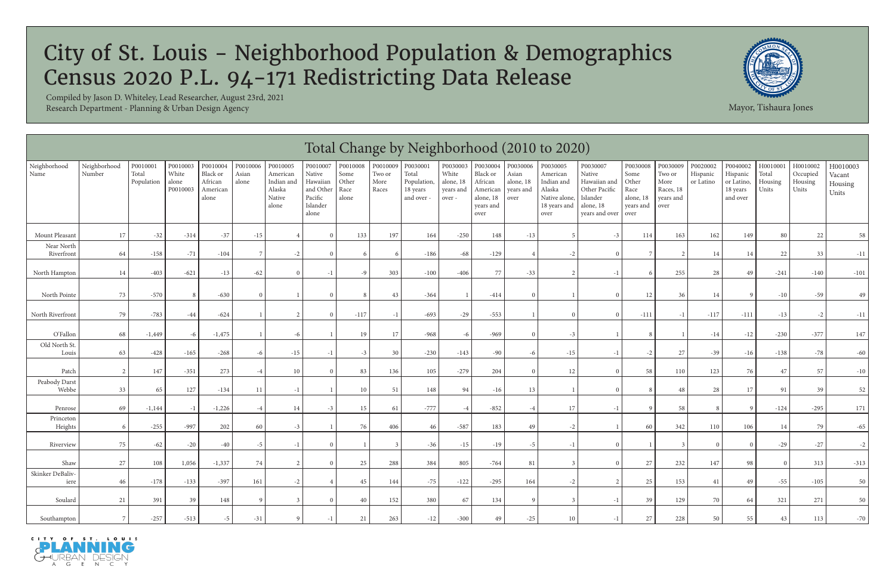# City of St. Louis - Neighborhood Population & Demographics
# Census 2020 P.L. 94-171 Redistricting Data Release

Compiled by Jason D. Whiteley, Lead Researcher, August 23rd, 2021
Research Department - Planning & Urban Design Agency

Mayor, Tishaura Jones

## Total Change by Neighborhood (2010 to 2020)

| Neighborhood Name | Neighborhood Number | P0010001 Total Population | P0010003 White alone P0010003 | P0010004 Black or African American alone | P0010006 Asian alone | P0010005 American Indian and Alaska Native alone | P0010007 Native Hawaiian and Other Pacific Islander alone | P0010008 Some Other Race alone | P0010009 Two or More Races | P0030001 Total Population, 18 years and over - | P0030003 White alone, 18 years and over - | P0030004 Black or African American alone, 18 years and over | P0030006 Asian alone, 18 years and over | P0030005 American Indian and Alaska Native alone, 18 years and over | P0030007 Native Hawaiian and Other Pacific Islander alone, 18 years and over | P0030008 Some Other Race alone, 18 years and over | P0030009 Two or More Races, 18 years and over | P0020002 Hispanic or Latino | P0040002 Hispanic or Latino, 18 years and over | H0010001 Total Housing Units | H0010002 Occupied Housing Units | H0010003 Vacant Housing Units |
|---|---|---|---|---|---|---|---|---|---|---|---|---|---|---|---|---|---|---|---|---|---|---|
| Mount Pleasant | 17 | -32 | -314 | -37 | -15 | 4 | 0 | 133 | 197 | 164 | -250 | 148 | -13 | 5 | -3 | 114 | 163 | 162 | 149 | 80 | 22 | 58 |
| Near North Riverfront | 64 | -158 | -71 | -104 | 7 | -2 | 0 | 6 | 6 | -186 | -68 | -129 | 4 | -2 | 0 | 7 | 2 | 14 | 14 | 22 | 33 | -11 |
| North Hampton | 14 | -403 | -621 | -13 | -62 | 0 | -1 | -9 | 303 | -100 | -406 | 77 | -33 | 2 | -1 | 6 | 255 | 28 | 49 | -241 | -140 | -101 |
| North Pointe | 73 | -570 | 8 | -630 | 0 | 1 | 0 | 8 | 43 | -364 | 1 | -414 | 0 | 1 | 0 | 12 | 36 | 14 | 9 | -10 | -59 | 49 |
| North Riverfront | 79 | -783 | -44 | -624 | 1 | 2 | 0 | -117 | -1 | -693 | -29 | -553 | 1 | 0 | 0 | -111 | -1 | -117 | -111 | -13 | -2 | -11 |
| O'Fallon | 68 | -1,449 | -6 | -1,475 | 1 | -6 | 1 | 19 | 17 | -968 | -6 | -969 | 0 | -3 | 1 | 8 | 1 | -14 | -12 | -230 | -377 | 147 |
| Old North St. Louis | 63 | -428 | -165 | -268 | -6 | -15 | -1 | -3 | 30 | -230 | -143 | -90 | -6 | -15 | -1 | -2 | 27 | -39 | -16 | -138 | -78 | -60 |
| Patch | 2 | 147 | -351 | 273 | -4 | 10 | 0 | 83 | 136 | 105 | -279 | 204 | 0 | 12 | 0 | 58 | 110 | 123 | 76 | 47 | 57 | -10 |
| Peabody Darst Webbe | 33 | 65 | 127 | -134 | 11 | -1 | 1 | 10 | 51 | 148 | 94 | -16 | 13 | 1 | 0 | 8 | 48 | 28 | 17 | 91 | 39 | 52 |
| Penrose | 69 | -1,144 | -1 | -1,226 | -4 | 14 | -3 | 15 | 61 | -777 | -4 | -852 | -4 | 17 | -1 | 9 | 58 | 8 | 9 | -124 | -295 | 171 |
| Princeton Heights | 6 | -255 | -997 | 202 | 60 | -3 | 1 | 76 | 406 | 46 | -587 | 183 | 49 | -2 | 1 | 60 | 342 | 110 | 106 | 14 | 79 | -65 |
| Riverview | 75 | -62 | -20 | -40 | -5 | -1 | 0 | 1 | 3 | -36 | -15 | -19 | -5 | -1 | 0 | 1 | 3 | 0 | 0 | -29 | -27 | -2 |
| Shaw | 27 | 108 | 1,056 | -1,337 | 74 | 2 | 0 | 25 | 288 | 384 | 805 | -764 | 81 | 3 | 0 | 27 | 232 | 147 | 98 | 0 | 313 | -313 |
| Skinker DeBaliviere | 46 | -178 | -133 | -397 | 161 | -2 | 4 | 45 | 144 | -75 | -122 | -295 | 164 | -2 | 2 | 25 | 153 | 41 | 49 | -55 | -105 | 50 |
| Soulard | 21 | 391 | 39 | 148 | 9 | 3 | 0 | 40 | 152 | 380 | 67 | 134 | 9 | 3 | -1 | 39 | 129 | 70 | 64 | 321 | 271 | 50 |
| Southampton | 7 | -257 | -513 | -5 | -31 | 9 | -1 | 21 | 263 | -12 | -300 | 49 | -25 | 10 | -1 | 27 | 228 | 50 | 55 | 43 | 113 | -70 |

CITY OF ST. LOUIS PLANNING & URBAN DESIGN AGENCY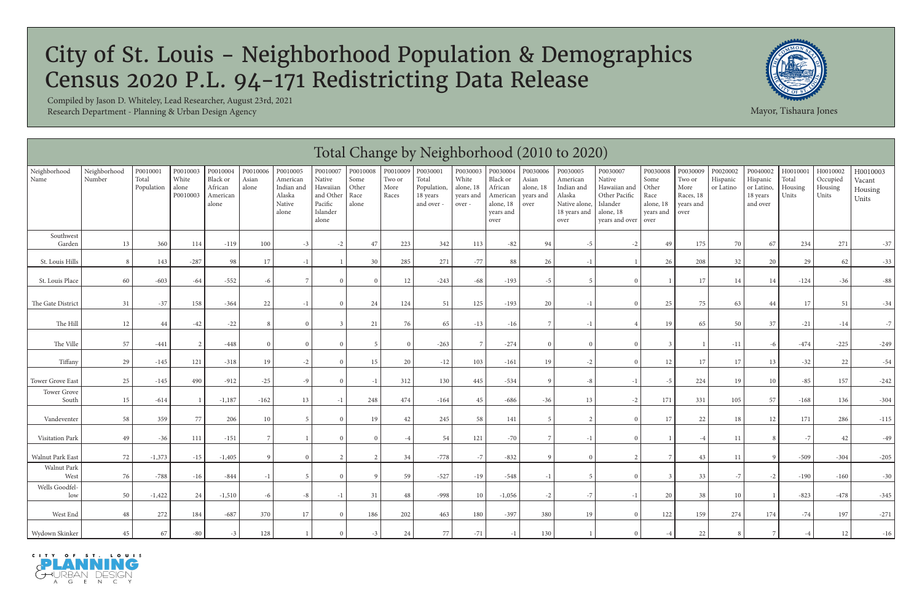# City of St. Louis - Neighborhood Population & Demographics Census 2020 P.L. 94-171 Redistricting Data Release

Compiled by Jason D. Whiteley, Lead Researcher, August 23rd, 2021
Research Department - Planning & Urban Design Agency

Mayor, Tishaura Jones

## Total Change by Neighborhood (2010 to 2020)

| Neighborhood Name | Neighborhood Number | P0010001 Total Population | P0010003 White alone P0010003 | P0010004 Black or African American alone | P0010006 Asian alone | P0010005 American Indian and Alaska Native alone | P0010007 Native Hawaiian and Other Pacific Islander alone | P0010008 Some Other Race alone | P0010009 Two or More Races | P0030001 Total Population, 18 years and over - | P0030003 White alone, 18 years and over - | P0030004 Black or African American alone, 18 years and over | P0030006 Asian alone, 18 years and over | P0030005 American Indian and Alaska Native alone, 18 years and over | P0030007 Native Hawaiian and Other Pacific Islander alone, 18 years and over | P0030008 Some Other Race alone, 18 years and over | P0030009 Two or More Races, 18 years and over | P0020002 Hispanic or Latino | P0040002 Hispanic or Latino, 18 years and over | H0010001 Total Housing Units | H0010002 Occupied Housing Units | H0010003 Vacant Housing Units |
|---|---|---|---|---|---|---|---|---|---|---|---|---|---|---|---|---|---|---|---|---|---|---|
| Southwest Garden | 13 | 360 | 114 | -119 | 100 | -3 | -2 | 47 | 223 | 342 | 113 | -82 | 94 | -5 | -2 | 49 | 175 | 70 | 67 | 234 | 271 | -37 |
| St. Louis Hills | 8 | 143 | -287 | 98 | 17 | -1 | 1 | 30 | 285 | 271 | -77 | 88 | 26 | -1 | 1 | 26 | 208 | 32 | 20 | 29 | 62 | -33 |
| St. Louis Place | 60 | -603 | -64 | -552 | -6 | 7 | 0 | 0 | 12 | -243 | -68 | -193 | -5 | 5 | 0 | 1 | 17 | 14 | 14 | -124 | -36 | -88 |
| The Gate District | 31 | -37 | 158 | -364 | 22 | -1 | 0 | 24 | 124 | 51 | 125 | -193 | 20 | -1 | 0 | 25 | 75 | 63 | 44 | 17 | 51 | -34 |
| The Hill | 12 | 44 | -42 | -22 | 8 | 0 | 3 | 21 | 76 | 65 | -13 | -16 | 7 | -1 | 4 | 19 | 65 | 50 | 37 | -21 | -14 | -7 |
| The Ville | 57 | -441 | 2 | -448 | 0 | 0 | 0 | 5 | 0 | -263 | 7 | -274 | 0 | 0 | 0 | 3 | 1 | -11 | -6 | -474 | -225 | -249 |
| Tiffany | 29 | -145 | 121 | -318 | 19 | -2 | 0 | 15 | 20 | -12 | 103 | -161 | 19 | -2 | 0 | 12 | 17 | 17 | 13 | -32 | 22 | -54 |
| Tower Grove East | 25 | -145 | 490 | -912 | -25 | -9 | 0 | -1 | 312 | 130 | 445 | -534 | 9 | -8 | -1 | -5 | 224 | 19 | 10 | -85 | 157 | -242 |
| Tower Grove South | 15 | -614 | 1 | -1,187 | -162 | 13 | -1 | 248 | 474 | -164 | 45 | -686 | -36 | 13 | -2 | 171 | 331 | 105 | 57 | -168 | 136 | -304 |
| Vandeventer | 58 | 359 | 77 | 206 | 10 | 5 | 0 | 19 | 42 | 245 | 58 | 141 | 5 | 2 | 0 | 17 | 22 | 18 | 12 | 171 | 286 | -115 |
| Visitation Park | 49 | -36 | 111 | -151 | 7 | 1 | 0 | 0 | -4 | 54 | 121 | -70 | 7 | -1 | 0 | 1 | -4 | 11 | 8 | -7 | 42 | -49 |
| Walnut Park East | 72 | -1,373 | -15 | -1,405 | 9 | 0 | 2 | 2 | 34 | -778 | -7 | -832 | 9 | 0 | 2 | 7 | 43 | 11 | 9 | -509 | -304 | -205 |
| Walnut Park West | 76 | -788 | -16 | -844 | -1 | 5 | 0 | 9 | 59 | -527 | -19 | -548 | -1 | 5 | 0 | 3 | 33 | -7 | -2 | -190 | -160 | -30 |
| Wells Goodfellow | 50 | -1,422 | 24 | -1,510 | -6 | -8 | -1 | 31 | 48 | -998 | 10 | -1,056 | -2 | -7 | -1 | 20 | 38 | 10 | 1 | -823 | -478 | -345 |
| West End | 48 | 272 | 184 | -687 | 370 | 17 | 0 | 186 | 202 | 463 | 180 | -397 | 380 | 19 | 0 | 122 | 159 | 274 | 174 | -74 | 197 | -271 |
| Wydown Skinker | 45 | 67 | -80 | -3 | 128 | 1 | 0 | -3 | 24 | 77 | -71 | -1 | 130 | 1 | 0 | -4 | 22 | 8 | 7 | -4 | 12 | -16 |

CITY OF ST. LOUIS PLANNING & URBAN DESIGN AGENCY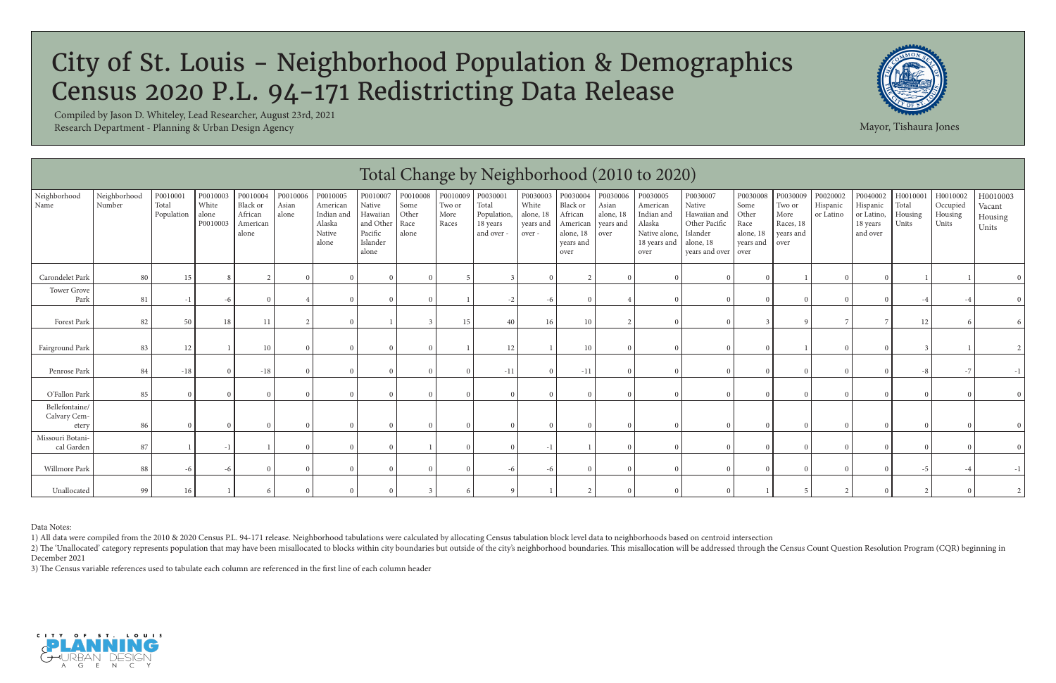# City of St. Louis - Neighborhood Population & Demographics Census 2020 P.L. 94-171 Redistricting Data Release

Compiled by Jason D. Whiteley, Lead Researcher, August 23rd, 2021
Research Department - Planning & Urban Design Agency

Mayor, Tishaura Jones

## Total Change by Neighborhood (2010 to 2020)

| Neighborhood Name | Neighborhood Number | P0010001 Total Population | P0010003 White alone P0010003 | P0010004 Black or African American alone | P0010006 Asian alone | P0010005 American Indian and Alaska Native alone | P0010007 Native Hawaiian and Other Pacific Islander alone | P0010008 Some Other Race alone | P0010009 Two or More Races | P0030001 Total Population, 18 years and over - | P0030003 White alone, 18 years and over - | P0030004 Black or African American alone, 18 years and over | P0030006 Asian alone, 18 years and over | P0030005 American Indian and Alaska Native alone, 18 years and over | P0030007 Native Hawaiian and Other Pacific Islander alone, 18 years and over | P0030008 Some Other Race alone, 18 years and over | P0030009 Two or More Races, 18 years and over | P0020002 Hispanic or Latino | P0040002 Hispanic or Latino, 18 years and over | H0010001 Total Housing Units | H0010002 Occupied Housing Units | H0010003 Vacant Housing Units |
|---|---|---|---|---|---|---|---|---|---|---|---|---|---|---|---|---|---|---|---|---|---|---|
| Carondelet Park | 80 | 15 | 8 | 2 | 0 | 0 | 0 | 0 | 5 | 3 | 0 | 2 | 0 | 0 | 0 | 0 | 1 | 0 | 0 | 1 | 1 | 0 |
| Tower Grove Park | 81 | -1 | -6 | 0 | 4 | 0 | 0 | 0 | 1 | -2 | -6 | 0 | 4 | 0 | 0 | 0 | 0 | 0 | 0 | -4 | -4 | 0 |
| Forest Park | 82 | 50 | 18 | 11 | 2 | 0 | 1 | 3 | 15 | 40 | 16 | 10 | 2 | 0 | 0 | 3 | 9 | 7 | 7 | 12 | 6 | 6 |
| Fairground Park | 83 | 12 | 1 | 10 | 0 | 0 | 0 | 0 | 1 | 12 | 1 | 10 | 0 | 0 | 0 | 0 | 1 | 0 | 0 | 3 | 1 | 2 |
| Penrose Park | 84 | -18 | 0 | -18 | 0 | 0 | 0 | 0 | 0 | -11 | 0 | -11 | 0 | 0 | 0 | 0 | 0 | 0 | 0 | -8 | -7 | -1 |
| O'Fallon Park | 85 | 0 | 0 | 0 | 0 | 0 | 0 | 0 | 0 | 0 | 0 | 0 | 0 | 0 | 0 | 0 | 0 | 0 | 0 | 0 | 0 | 0 |
| Bellefontaine/ Calvary Cemetery | 86 | 0 | 0 | 0 | 0 | 0 | 0 | 0 | 0 | 0 | 0 | 0 | 0 | 0 | 0 | 0 | 0 | 0 | 0 | 0 | 0 | 0 |
| Missouri Botanical Garden | 87 | 1 | -1 | 1 | 0 | 0 | 0 | 1 | 0 | 0 | -1 | 1 | 0 | 0 | 0 | 0 | 0 | 0 | 0 | 0 | 0 | 0 |
| Willmore Park | 88 | -6 | -6 | 0 | 0 | 0 | 0 | 0 | 0 | -6 | -6 | 0 | 0 | 0 | 0 | 0 | 0 | 0 | 0 | -5 | -4 | -1 |
| Unallocated | 99 | 16 | 1 | 6 | 0 | 0 | 0 | 3 | 6 | 9 | 1 | 2 | 0 | 0 | 0 | 1 | 5 | 2 | 0 | 2 | 0 | 2 |

Data Notes:

1) All data were compiled from the 2010 & 2020 Census P.L. 94-171 release. Neighborhood tabulations were calculated by allocating Census tabulation block level data to neighborhoods based on centroid intersection

2) The 'Unallocated' category represents population that may have been misallocated to blocks within city boundaries but outside of the city's neighborhood boundaries. This misallocation will be addressed through the Census Count Question Resolution Program (CQR) beginning in December 2021

3) The Census variable references used to tabulate each column are referenced in the first line of each column header

CITY OF ST. LOUIS PLANNING & URBAN DESIGN AGENCY